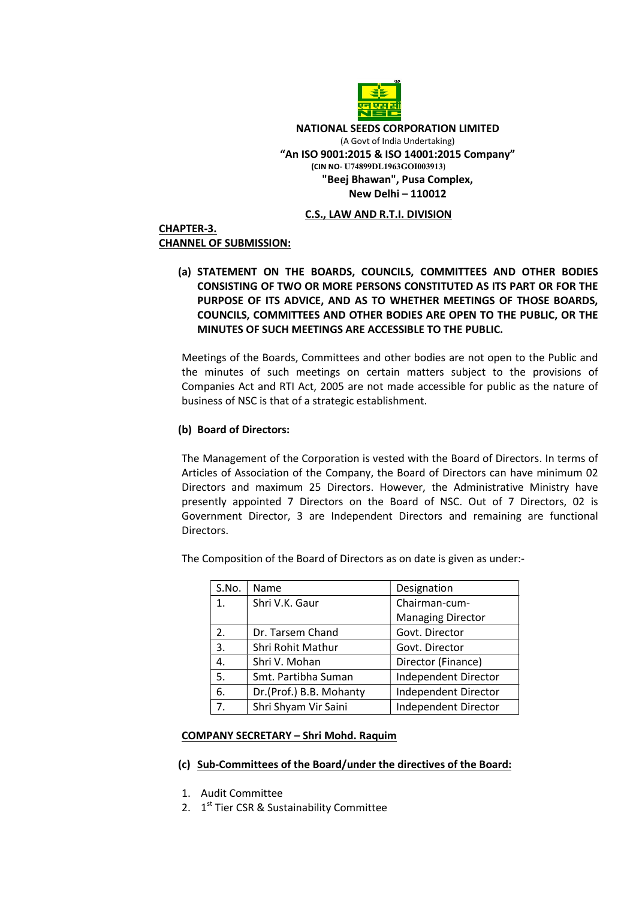**NATIONAL SEEDS CORPORATION LIMITED**

(A Govt of India Undertaking)

**"An ISO 9001:2015 & ISO 14001:2015 Company"**

**(CIN NO- U74899DL1963GOI003913)**

**"Beej Bhawan", Pusa Complex,**

**New Delhi – 110012**

**C.S., LAW AND R.T.I. DIVISION**

## CHAPTER-3.
## CHANNEL OF SUBMISSION:

**(a) STATEMENT ON THE BOARDS, COUNCILS, COMMITTEES AND OTHER BODIES CONSISTING OF TWO OR MORE PERSONS CONSTITUTED AS ITS PART OR FOR THE PURPOSE OF ITS ADVICE, AND AS TO WHETHER MEETINGS OF THOSE BOARDS, COUNCILS, COMMITTEES AND OTHER BODIES ARE OPEN TO THE PUBLIC, OR THE MINUTES OF SUCH MEETINGS ARE ACCESSIBLE TO THE PUBLIC.**

Meetings of the Boards, Committees and other bodies are not open to the Public and the minutes of such meetings on certain matters subject to the provisions of Companies Act and RTI Act, 2005 are not made accessible for public as the nature of business of NSC is that of a strategic establishment.

**(b) Board of Directors:**

The Management of the Corporation is vested with the Board of Directors. In terms of Articles of Association of the Company, the Board of Directors can have minimum 02 Directors and maximum 25 Directors. However, the Administrative Ministry have presently appointed 7 Directors on the Board of NSC. Out of 7 Directors, 02 is Government Director, 3 are Independent Directors and remaining are functional Directors.

The Composition of the Board of Directors as on date is given as under:-

| S.No. | Name | Designation |
|---|---|---|
| 1. | Shri V.K. Gaur | Chairman-cum-Managing Director |
| 2. | Dr. Tarsem Chand | Govt. Director |
| 3. | Shri Rohit Mathur | Govt. Director |
| 4. | Shri V. Mohan | Director (Finance) |
| 5. | Smt. Partibha Suman | Independent Director |
| 6. | Dr.(Prof.) B.B. Mohanty | Independent Director |
| 7. | Shri Shyam Vir Saini | Independent Director |

**COMPANY SECRETARY – Shri Mohd. Raquim**

**(c) Sub-Committees of the Board/under the directives of the Board:**

1. Audit Committee
2. 1st Tier CSR & Sustainability Committee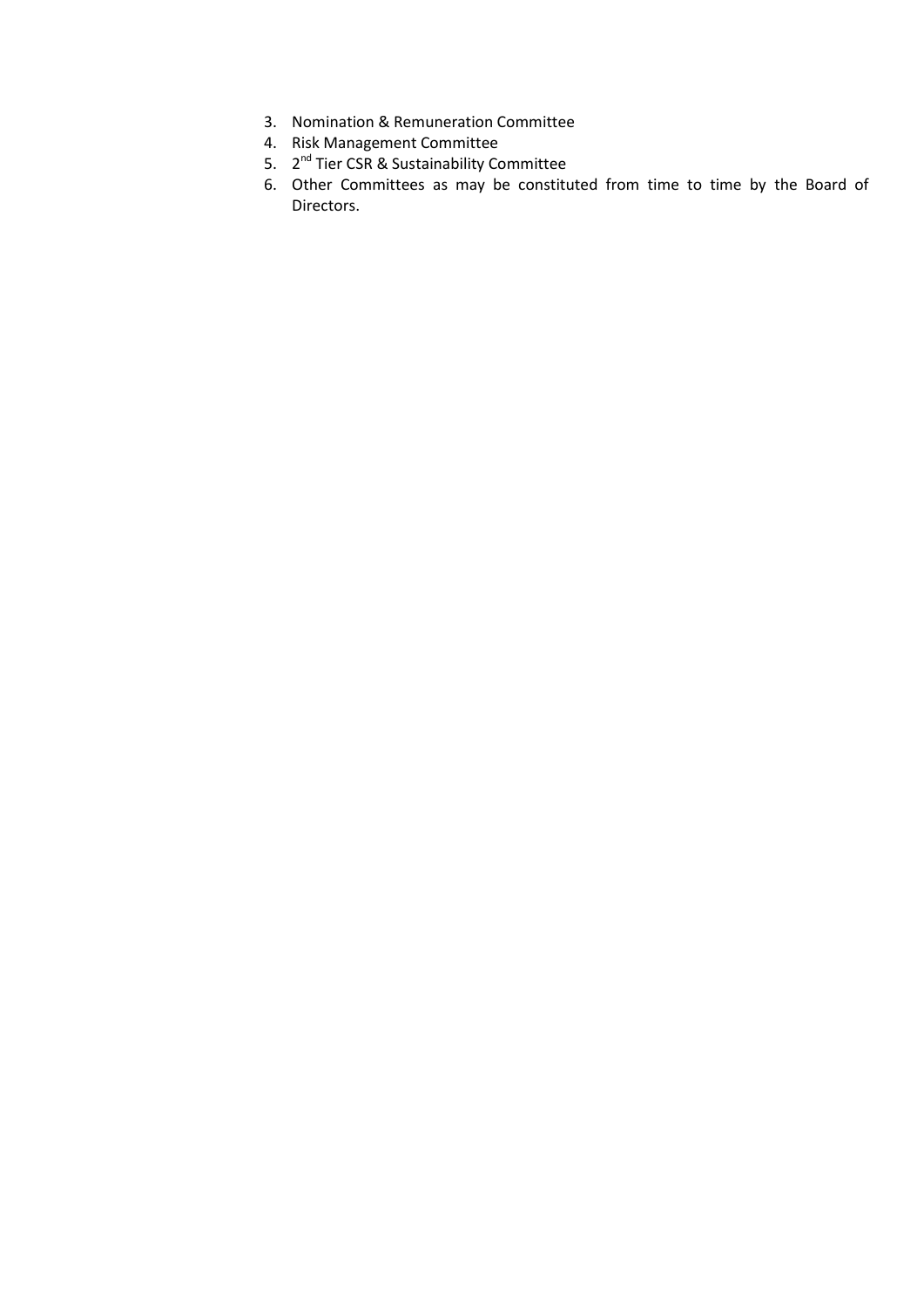3. Nomination & Remuneration Committee
4. Risk Management Committee
5. 2nd Tier CSR & Sustainability Committee
6. Other Committees as may be constituted from time to time by the Board of Directors.